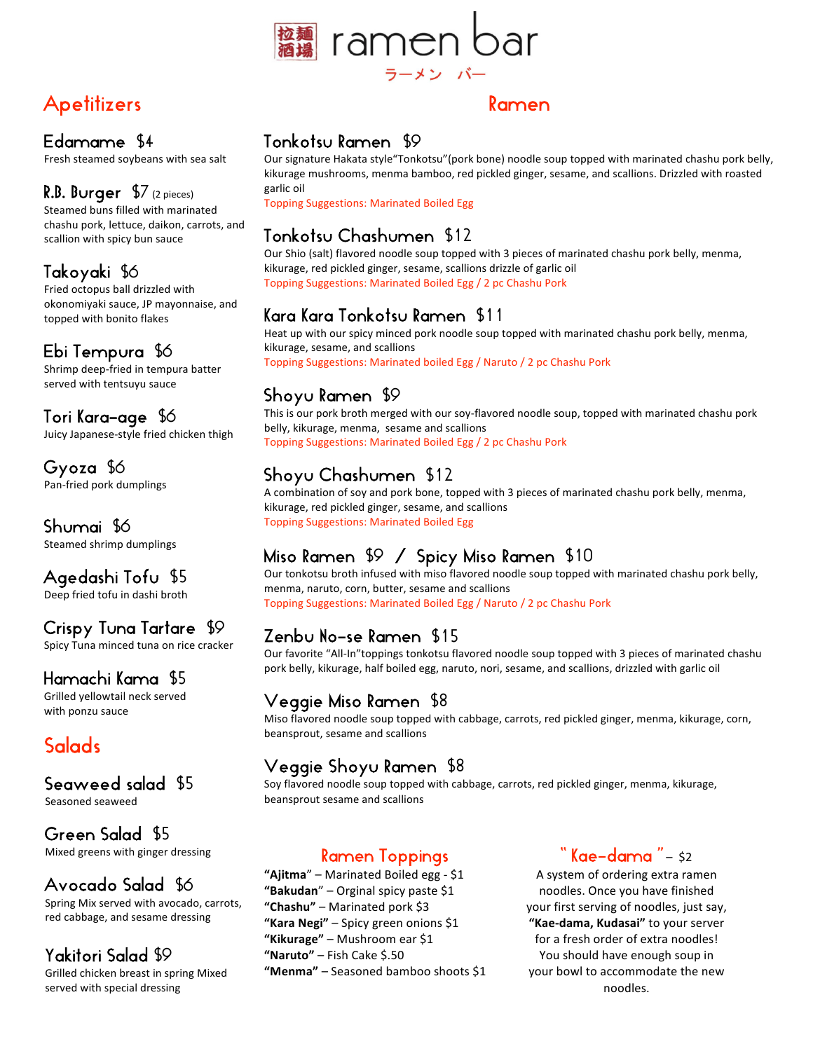# 拉麺酒場 ramen bar

ラーメン バー

## Apetitizers

### Edamame $4
Fresh steamed soybeans with sea salt

### R.B. Burger $7 (2 pieces)
Steamed buns filled with marinated chashu pork, lettuce, daikon, carrots, and scallion with spicy bun sauce

### Takoyaki $6
Fried octopus ball drizzled with okonomiyaki sauce, JP mayonnaise, and topped with bonito flakes

### Ebi Tempura $6
Shrimp deep-fried in tempura batter served with tentsuyu sauce

### Tori Kara-age $6
Juicy Japanese-style fried chicken thigh

### Gyoza $6
Pan-fried pork dumplings

### Shumai $6
Steamed shrimp dumplings

### Agedashi Tofu $5
Deep fried tofu in dashi broth

### Crispy Tuna Tartare $9
Spicy Tuna minced tuna on rice cracker

### Hamachi Kama $5
Grilled yellowtail neck served with ponzu sauce

## Salads

### Seaweed salad $5
Seasoned seaweed

### Green Salad $5
Mixed greens with ginger dressing

### Avocado Salad $6
Spring Mix served with avocado, carrots, red cabbage, and sesame dressing

### Yakitori Salad $9
Grilled chicken breast in spring Mixed served with special dressing

## Ramen

### Tonkotsu Ramen $9
Our signature Hakata style"Tonkotsu"(pork bone) noodle soup topped with marinated chashu pork belly, kikurage mushrooms, menma bamboo, red pickled ginger, sesame, and scallions. Drizzled with roasted garlic oil

Topping Suggestions: Marinated Boiled Egg

### Tonkotsu Chashumen $12
Our Shio (salt) flavored noodle soup topped with 3 pieces of marinated chashu pork belly, menma, kikurage, red pickled ginger, sesame, scallions drizzle of garlic oil

Topping Suggestions: Marinated Boiled Egg / 2 pc Chashu Pork

### Kara Kara Tonkotsu Ramen $11
Heat up with our spicy minced pork noodle soup topped with marinated chashu pork belly, menma, kikurage, sesame, and scallions

Topping Suggestions: Marinated boiled Egg / Naruto / 2 pc Chashu Pork

### Shoyu Ramen $9
This is our pork broth merged with our soy-flavored noodle soup, topped with marinated chashu pork belly, kikurage, menma, sesame and scallions

Topping Suggestions: Marinated Boiled Egg / 2 pc Chashu Pork

### Shoyu Chashumen $12
A combination of soy and pork bone, topped with 3 pieces of marinated chashu pork belly, menma, kikurage, red pickled ginger, sesame, and scallions

Topping Suggestions: Marinated Boiled Egg

### Miso Ramen $9 / Spicy Miso Ramen $10
Our tonkotsu broth infused with miso flavored noodle soup topped with marinated chashu pork belly, menma, naruto, corn, butter, sesame and scallions

Topping Suggestions: Marinated Boiled Egg / Naruto / 2 pc Chashu Pork

### Zenbu No-se Ramen $15
Our favorite "All-In"toppings tonkotsu flavored noodle soup topped with 3 pieces of marinated chashu pork belly, kikurage, half boiled egg, naruto, nori, sesame, and scallions, drizzled with garlic oil

### Veggie Miso Ramen $8
Miso flavored noodle soup topped with cabbage, carrots, red pickled ginger, menma, kikurage, corn, beansprout, sesame and scallions

### Veggie Shoyu Ramen $8
Soy flavored noodle soup topped with cabbage, carrots, red pickled ginger, menma, kikurage, beansprout sesame and scallions

## Ramen Toppings

- **"Ajitma"** – Marinated Boiled egg - $1
- **"Bakudan"** – Orginal spicy paste $1
- **"Chashu"** – Marinated pork $3
- **"Kara Negi"** – Spicy green onions $1
- **"Kikurage"** – Mushroom ear $1
- **"Naruto"** – Fish Cake $.50
- **"Menma"** – Seasoned bamboo shoots $1

## " Kae-dama " – $2

A system of ordering extra ramen noodles. Once you have finished your first serving of noodles, just say, **"Kae-dama, Kudasai"** to your server for a fresh order of extra noodles! You should have enough soup in your bowl to accommodate the new noodles.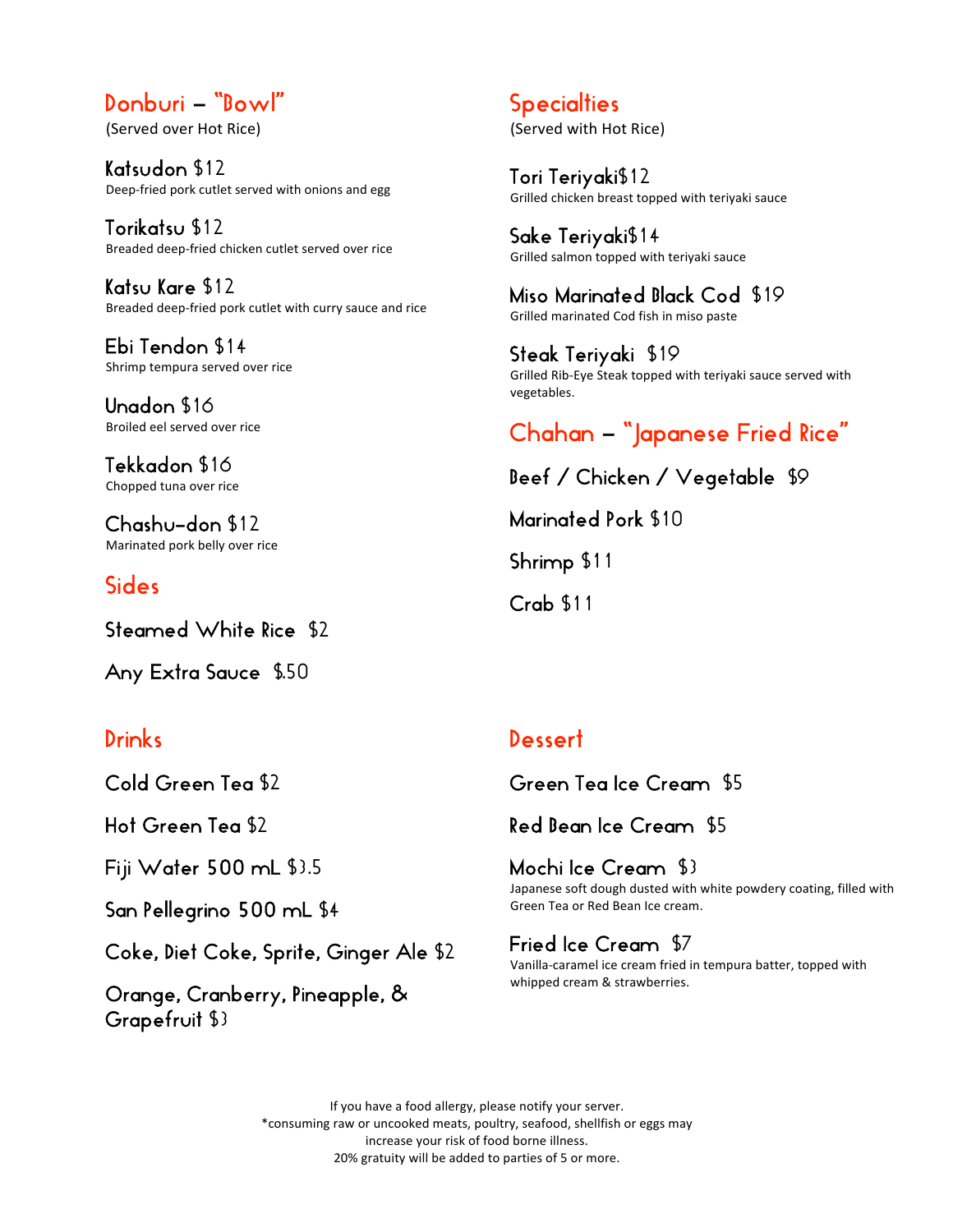## Donburi – "Bowl"

(Served over Hot Rice)

**Katsudon** $12
Deep-fried pork cutlet served with onions and egg

**Torikatsu** $12
Breaded deep-fried chicken cutlet served over rice

**Katsu Kare** $12
Breaded deep-fried pork cutlet with curry sauce and rice

**Ebi Tendon** $14
Shrimp tempura served over rice

**Unadon** $16
Broiled eel served over rice

**Tekkadon** $16
Chopped tuna over rice

**Chashu-don** $12
Marinated pork belly over rice

## Sides

Steamed White Rice $2

Any Extra Sauce $.50

## Specialties

(Served with Hot Rice)

**Tori Teriyaki**$12
Grilled chicken breast topped with teriyaki sauce

**Sake Teriyaki**$14
Grilled salmon topped with teriyaki sauce

**Miso Marinated Black Cod** $19
Grilled marinated Cod fish in miso paste

**Steak Teriyaki** $19
Grilled Rib-Eye Steak topped with teriyaki sauce served with vegetables.

## Chahan – "Japanese Fried Rice"

Beef / Chicken / Vegetable $9

Marinated Pork $10

Shrimp $11

Crab $11

## Drinks

Cold Green Tea $2

Hot Green Tea $2

Fiji Water 500 mL $3.5

San Pellegrino 500 mL $4

Coke, Diet Coke, Sprite, Ginger Ale $2

Orange, Cranberry, Pineapple, & Grapefruit $3

## Dessert

Green Tea Ice Cream $5

Red Bean Ice Cream $5

**Mochi Ice Cream** $3
Japanese soft dough dusted with white powdery coating, filled with Green Tea or Red Bean Ice cream.

**Fried Ice Cream** $7
Vanilla-caramel ice cream fried in tempura batter, topped with whipped cream & strawberries.

If you have a food allergy, please notify your server.
*consuming raw or uncooked meats, poultry, seafood, shellfish or eggs may increase your risk of food borne illness.
20% gratuity will be added to parties of 5 or more.